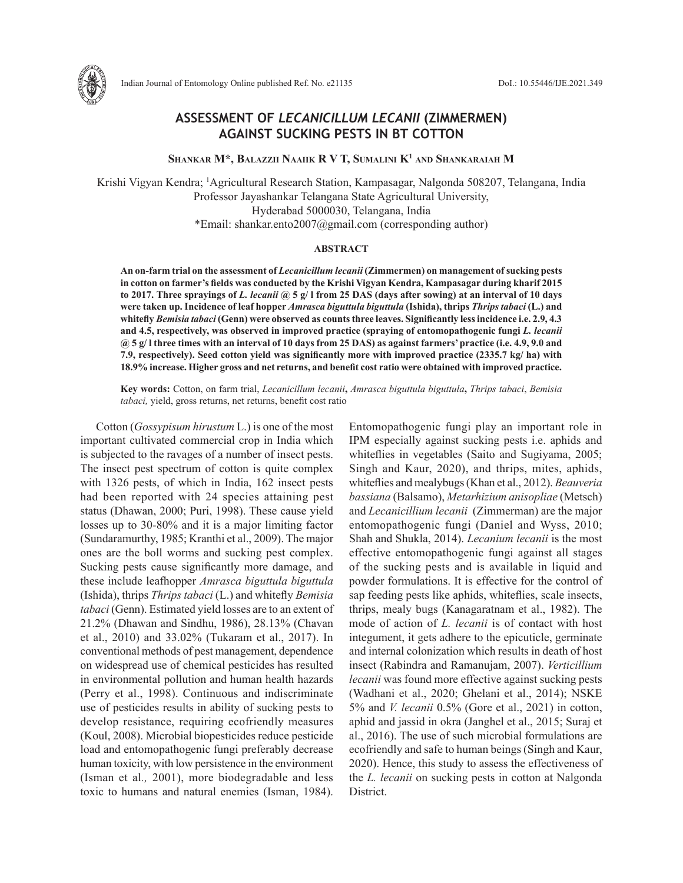# ASSESSMENT OF *LECANICILLUM LECANII* (ZIMMERMEN) AGAINST SUCKING PESTS IN BT COTTON

**Shankar M\*, Balazzii Naaik R V T, Sumalini K[1] and Shankaraiah M**

Krishi Vigyan Kendra; [1]Agricultural Research Station, Kampasagar, Nalgonda 508207, Telangana, India
Professor Jayashankar Telangana State Agricultural University,
Hyderabad 5000030, Telangana, India
\*Email: shankar.ento2007@gmail.com (corresponding author)

## ABSTRACT

**An on-farm trial on the assessment of *Lecanicillum lecanii* (Zimmermen) on management of sucking pests in cotton on farmer's fields was conducted by the Krishi Vigyan Kendra, Kampasagar during kharif 2015 to 2017. Three sprayings of *L. lecanii* @ 5 g/ l from 25 DAS (days after sowing) at an interval of 10 days were taken up. Incidence of leaf hopper *Amrasca biguttula biguttula* (Ishida), thrips *Thrips tabaci* (L.) and whitefly *Bemisia tabaci* (Genn) were observed as counts three leaves. Significantly less incidence i.e. 2.9, 4.3 and 4.5, respectively, was observed in improved practice (spraying of entomopathogenic fungi *L. lecanii* @ 5 g/ l three times with an interval of 10 days from 25 DAS) as against farmers' practice (i.e. 4.9, 9.0 and 7.9, respectively). Seed cotton yield was significantly more with improved practice (2335.7 kg/ ha) with 18.9% increase. Higher gross and net returns, and benefit cost ratio were obtained with improved practice.**

**Key words:** Cotton, on farm trial, *Lecanicillum lecanii*, *Amrasca biguttula biguttula*, *Thrips tabaci*, *Bemisia tabaci,* yield, gross returns, net returns, benefit cost ratio

Cotton (*Gossypisum hirustum* L.) is one of the most important cultivated commercial crop in India which is subjected to the ravages of a number of insect pests. The insect pest spectrum of cotton is quite complex with 1326 pests, of which in India, 162 insect pests had been reported with 24 species attaining pest status (Dhawan, 2000; Puri, 1998). These cause yield losses up to 30-80% and it is a major limiting factor (Sundaramurthy, 1985; Kranthi et al., 2009). The major ones are the boll worms and sucking pest complex. Sucking pests cause significantly more damage, and these include leafhopper *Amrasca biguttula biguttula* (Ishida), thrips *Thrips tabaci* (L.) and whitefly *Bemisia tabaci* (Genn). Estimated yield losses are to an extent of 21.2% (Dhawan and Sindhu, 1986), 28.13% (Chavan et al., 2010) and 33.02% (Tukaram et al., 2017). In conventional methods of pest management, dependence on widespread use of chemical pesticides has resulted in environmental pollution and human health hazards (Perry et al., 1998). Continuous and indiscriminate use of pesticides results in ability of sucking pests to develop resistance, requiring ecofriendly measures (Koul, 2008). Microbial biopesticides reduce pesticide load and entomopathogenic fungi preferably decrease human toxicity, with low persistence in the environment (Isman et al*.,* 2001), more biodegradable and less toxic to humans and natural enemies (Isman, 1984). Entomopathogenic fungi play an important role in IPM especially against sucking pests i.e. aphids and whiteflies in vegetables (Saito and Sugiyama, 2005; Singh and Kaur, 2020), and thrips, mites, aphids, whiteflies and mealybugs (Khan et al., 2012). *Beauveria bassiana* (Balsamo), *Metarhizium anisopliae* (Metsch) and *Lecanicillium lecanii* (Zimmerman) are the major entomopathogenic fungi (Daniel and Wyss, 2010; Shah and Shukla, 2014). *Lecanium lecanii* is the most effective entomopathogenic fungi against all stages of the sucking pests and is available in liquid and powder formulations. It is effective for the control of sap feeding pests like aphids, whiteflies, scale insects, thrips, mealy bugs (Kanagaratnam et al., 1982). The mode of action of *L. lecanii* is of contact with host integument, it gets adhere to the epicuticle, germinate and internal colonization which results in death of host insect (Rabindra and Ramanujam, 2007). *Verticillium lecanii* was found more effective against sucking pests (Wadhani et al., 2020; Ghelani et al., 2014); NSKE 5% and *V. lecanii* 0.5% (Gore et al., 2021) in cotton, aphid and jassid in okra (Janghel et al., 2015; Suraj et al., 2016). The use of such microbial formulations are ecofriendly and safe to human beings (Singh and Kaur, 2020). Hence, this study to assess the effectiveness of the *L. lecanii* on sucking pests in cotton at Nalgonda District.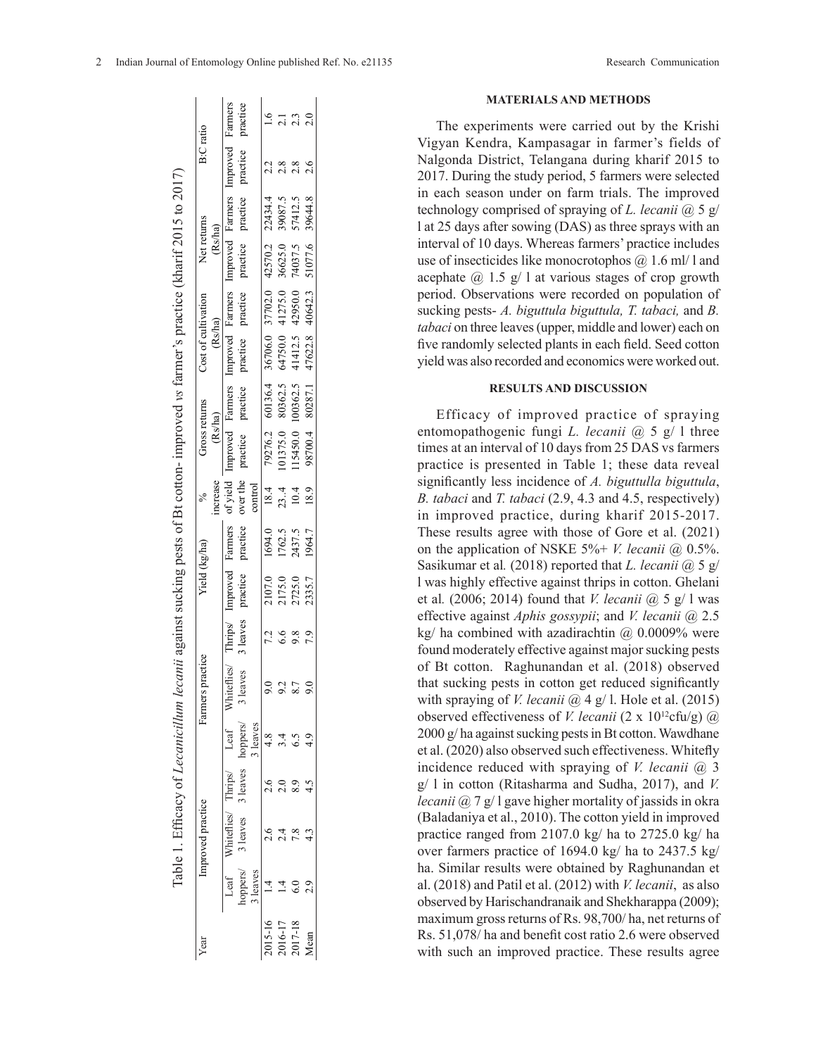Table 1. Efficacy of *Lecanicillum lecanii* against sucking pests of Bt cotton- improved *vs* farmer's practice (kharif 2015 to 2017)

| Year | Improved practice | | | Farmers practice | | | Yield (kg/ha) | | % increase of yield over the control | Gross returns (Rs/ha) | | Cost of cultivation (Rs/ha) | | Net returns (Rs/ha) | | B:C ratio | |
|---|---|---|---|---|---|---|---|---|---|---|---|---|---|---|---|---|---|
| | Leaf hoppers/ 3 leaves | Whiteflies/ 3 leaves | Thrips/ 3 leaves | Leaf hoppers/ 3 leaves | Whiteflies/ 3 leaves | Thrips/ 3 leaves | Improved practice | Farmers practice | | Improved practice | Farmers practice | Improved practice | Farmers practice | Improved practice | Farmers practice | Improved practice | Farmers practice |
| 2015-16 | 1.4 | 2.6 | 2.6 | 4.8 | 9.0 | 7.2 | 2107.0 | 1694.0 | 18.4 | 79276.2 | 60136.4 | 36706.0 | 37702.0 | 42570.2 | 22434.4 | 2.2 | 1.6 |
| 2016-17 | 1.4 | 2.4 | 2.0 | 3.4 | 9.2 | 6.6 | 2175.0 | 1762.5 | 23..4 | 101375.0 | 80362.5 | 64750.0 | 41275.0 | 36625.0 | 39087.5 | 2.8 | 2.1 |
| 2017-18 | 6.0 | 7.8 | 8.9 | 6.5 | 8.7 | 9.8 | 2725.0 | 2437.5 | 10.4 | 115450.0 | 100362.5 | 41412.5 | 42950.0 | 74037.5 | 57412.5 | 2.8 | 2.3 |
| Mean | 2.9 | 4.3 | 4.5 | 4.9 | 9.0 | 7.9 | 2335.7 | 1964.7 | 18.9 | 98700.4 | 80287.1 | 47622.8 | 40642.3 | 51077.6 | 39644.8 | 2.6 | 2.0 |

## MATERIALS AND METHODS

The experiments were carried out by the Krishi Vigyan Kendra, Kampasagar in farmer's fields of Nalgonda District, Telangana during kharif 2015 to 2017. During the study period, 5 farmers were selected in each season under on farm trials. The improved technology comprised of spraying of *L. lecanii* @ 5 g/ l at 25 days after sowing (DAS) as three sprays with an interval of 10 days. Whereas farmers' practice includes use of insecticides like monocrotophos @ 1.6 ml/ l and acephate @ 1.5 g/ l at various stages of crop growth period. Observations were recorded on population of sucking pests- *A. biguttula biguttula, T. tabaci,* and *B. tabaci* on three leaves (upper, middle and lower) each on five randomly selected plants in each field. Seed cotton yield was also recorded and economics were worked out.

## RESULTS AND DISCUSSION

Efficacy of improved practice of spraying entomopathogenic fungi *L. lecanii* @ 5 g/ l three times at an interval of 10 days from 25 DAS vs farmers practice is presented in Table 1; these data reveal significantly less incidence of *A. biguttulla biguttula*, *B. tabaci* and *T. tabaci* (2.9, 4.3 and 4.5, respectively) in improved practice, during kharif 2015-2017. These results agree with those of Gore et al. (2021) on the application of NSKE 5%+ *V. lecanii* @ 0.5%. Sasikumar et al*.* (2018) reported that *L. lecanii* @ 5 g/ l was highly effective against thrips in cotton. Ghelani et al*.* (2006; 2014) found that *V. lecanii* @ 5 g/ l was effective against *Aphis gossypii*; and *V. lecanii* @ 2.5 kg/ ha combined with azadirachtin @ 0.0009% were found moderately effective against major sucking pests of Bt cotton. Raghunandan et al. (2018) observed that sucking pests in cotton get reduced significantly with spraying of *V. lecanii* @ 4 g/ l. Hole et al. (2015) observed effectiveness of *V. lecanii* ($2 \times 10^{12}$cfu/g) @ 2000 g/ ha against sucking pests in Bt cotton. Wawdhane et al. (2020) also observed such effectiveness. Whitefly incidence reduced with spraying of *V. lecanii* @ 3 g/ l in cotton (Ritasharma and Sudha, 2017), and *V. lecanii* @ 7 g/ l gave higher mortality of jassids in okra (Baladaniya et al., 2010). The cotton yield in improved practice ranged from 2107.0 kg/ ha to 2725.0 kg/ ha over farmers practice of 1694.0 kg/ ha to 2437.5 kg/ ha. Similar results were obtained by Raghunandan et al. (2018) and Patil et al. (2012) with *V. lecanii*, as also observed by Harischandranaik and Shekharappa (2009); maximum gross returns of Rs. 98,700/ ha, net returns of Rs. 51,078/ ha and benefit cost ratio 2.6 were observed with such an improved practice. These results agree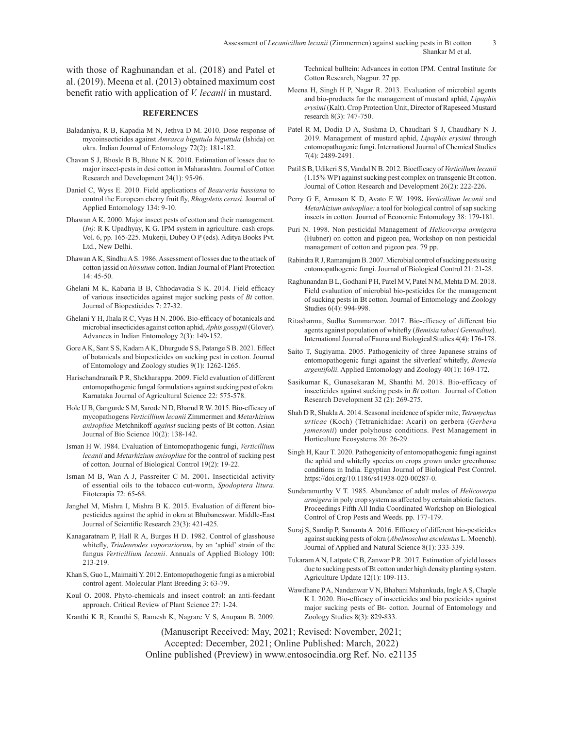with those of Raghunandan et al. (2018) and Patel et al. (2019). Meena et al. (2013) obtained maximum cost benefit ratio with application of *V. lecanii* in mustard.

## REFERENCES

Baladaniya, R B, Kapadia M N, Jethva D M. 2010. Dose response of mycoinsecticides against *Amrasca biguttula biguttula* (Ishida) on okra. Indian Journal of Entomology 72(2): 181-182.

Chavan S J, Bhosle B B, Bhute N K. 2010. Estimation of losses due to major insect-pests in desi cotton in Maharashtra. Journal of Cotton Research and Development 24(1): 95-96.

Daniel C, Wyss E. 2010. Field applications of *Beauveria bassiana* to control the European cherry fruit fly, *Rhogoletis cerasi*. Journal of Applied Entomology 134: 9-10.

Dhawan A K. 2000. Major insect pests of cotton and their management. (*In)*: R K Upadhyay, K G. IPM system in agriculture. cash crops. Vol. 6, pp. 165-225. Mukerji, Dubey O P (eds). Aditya Books Pvt. Ltd., New Delhi.

Dhawan A K, Sindhu A S. 1986. Assessment of losses due to the attack of cotton jassid on *hirsutum* cotton. Indian Journal of Plant Protection 14: 45-50.

Ghelani M K, Kabaria B B, Chhodavadia S K. 2014. Field efficacy of various insecticides against major sucking pests of *Bt* cotton. Journal of Biopesticides 7: 27-32.

Ghelani Y H, Jhala R C, Vyas H N. 2006. Bio-efficacy of botanicals and microbial insecticides against cotton aphid, *Aphis gossypii* (Glover). Advances in Indian Entomology 2(3): 149-152.

Gore A K, Sant S S, Kadam A K, Dhurgude S S, Patange S B. 2021. Effect of botanicals and biopesticides on sucking pest in cotton. Journal of Entomology and Zoology studies 9(1): 1262-1265.

Harischandranaik P R, Shekharappa. 2009. Field evaluation of different entomopathogenic fungal formulations against sucking pest of okra. Karnataka Journal of Agricultural Science 22: 575-578.

Hole U B, Gangurde S M, Sarode N D, Bharud R W. 2015. Bio-efficacy of mycopathogens *Verticillium lecanii* Zimmermen and *Metarhizium anisopliae* Metchnikoff *against* sucking pests of Bt cotton. Asian Journal of Bio Science 10(2): 138-142.

Isman H W. 1984. Evaluation of Entomopathogenic fungi, *Verticillium lecanii* and *Metarhizium anisopliae* for the control of sucking pest of cotton*.* Journal of Biological Control 19(2): 19-22.

Isman M B, Wan A J, Passreiter C M. 2001**.** Insecticidal activity of essential oils to the tobacco cut-worm, *Spodoptera litura*. Fitoterapia 72: 65-68.

Janghel M, Mishra I, Mishra B K. 2015. Evaluation of different bio-pesticides against the aphid in okra at Bhubaneswar. Middle-East Journal of Scientific Research 23(3): 421-425.

Kanagaratnam P, Hall R A, Burges H D. 1982. Control of glasshouse whitefly, *Trialeurodes vaporariorum*, by an 'aphid' strain of the fungus *Verticillium lecanii*. Annuals of Applied Biology 100: 213-219.

Khan S, Guo L, Maimaiti Y. 2012. Entomopathogenic fungi as a microbial control agent. Molecular Plant Breeding 3: 63-79.

Koul O. 2008. Phyto-chemicals and insect control: an anti-feedant approach. Critical Review of Plant Science 27: 1-24.

Kranthi K R, Kranthi S, Ramesh K, Nagrare V S, Anupam B. 2009. Technical bulltein: Advances in cotton IPM. Central Institute for Cotton Research, Nagpur. 27 pp.

Meena H, Singh H P, Nagar R. 2013. Evaluation of microbial agents and bio-products for the management of mustard aphid, *Lipaphis erysimi* (Kalt). Crop Protection Unit, Director of Rapeseed Mustard research 8(3): 747-750.

Patel R M, Dodia D A, Sushma D, Chaudhari S J, Chaudhary N J. 2019. Management of mustard aphid, *Lipaphis erysimi* through entomopathogenic fungi. International Journal of Chemical Studies 7(4): 2489-2491.

Patil S B, Udikeri S S, Vandal N B. 2012. Bioefficacy of *Verticillum lecanii* (1.15% WP) against sucking pest complex on transgenic Bt cotton. Journal of Cotton Research and Development 26(2): 222-226.

Perry G E, Arnason K D, Avato E W. 1998**.** *Verticillium lecanii* and *Metarhizium anisopliae:* a tool for biological control of sap sucking insects in cotton. Journal of Economic Entomology 38: 179-181.

Puri N. 1998. Non pesticidal Management of *Helicoverpa armigera* (Hubner) on cotton and pigeon pea, Workshop on non pesticidal management of cotton and pigeon pea. 79 pp.

Rabindra R J, Ramanujam B. 2007. Microbial control of sucking pests using entomopathogenic fungi. Journal of Biological Control 21: 21-28.

Raghunandan B L, Godhani P H, Patel M V, Patel N M, Mehta D M. 2018. Field evaluation of microbial bio-pesticides for the management of sucking pests in Bt cotton. Journal of Entomology and Zoology Studies 6(4): 994-998.

Ritasharma, Sudha Summarwar. 2017. Bio-efficacy of different bio agents against population of whitefly (*Bemisia tabaci Gennadius*). International Journal of Fauna and Biological Studies 4(4): 176-178.

Saito T, Sugiyama. 2005. Pathogenicity of three Japanese strains of entomopathogenic fungi against the silverleaf whitefly, *Bemesia argentifolii*. Applied Entomology and Zoology 40(1): 169-172.

Sasikumar K, Gunasekaran M, Shanthi M. 2018. Bio-efficacy of insecticides against sucking pests in *Bt* cotton. Journal of Cotton Research Development 32 (2): 269-275.

Shah D R, Shukla A. 2014. Seasonal incidence of spider mite, *Tetranychus urticae* (Koch) (Tetranichidae: Acari) on gerbera (*Gerbera jamesonii*) under polyhouse conditions. Pest Management in Horticulture Ecosystems 20: 26-29.

Singh H, Kaur T. 2020. Pathogenicity of entomopathogenic fungi against the aphid and whitefly species on crops grown under greenhouse conditions in India. Egyptian Journal of Biological Pest Control. https://doi.org/10.1186/s41938-020-00287-0.

Sundaramurthy V T. 1985. Abundance of adult males of *Helicoverpa armigera* in poly crop system as affected by certain abiotic factors. Proceedings Fifth All India Coordinated Workshop on Biological Control of Crop Pests and Weeds. pp. 177-179.

Suraj S, Sandip P, Samanta A. 2016. Efficacy of different bio-pesticides against sucking pests of okra (*Abelmoschus esculentus* L. Moench). Journal of Applied and Natural Science 8(1): 333-339.

Tukaram A N, Latpate C B, Zanwar P R. 2017. Estimation of yield losses due to sucking pests of Bt cotton under high density planting system. Agriculture Update 12(1): 109-113.

Wawdhane P A, Nandanwar V N, Bhabani Mahankuda, Ingle A S, Chaple K I. 2020. Bio-efficacy of insecticides and bio pesticides against major sucking pests of Bt- cotton. Journal of Entomology and Zoology Studies 8(3): 829-833.

(Manuscript Received: May, 2021; Revised: November, 2021;
Accepted: December, 2021; Online Published: March, 2022)
Online published (Preview) in www.entosocindia.org Ref. No. e21135